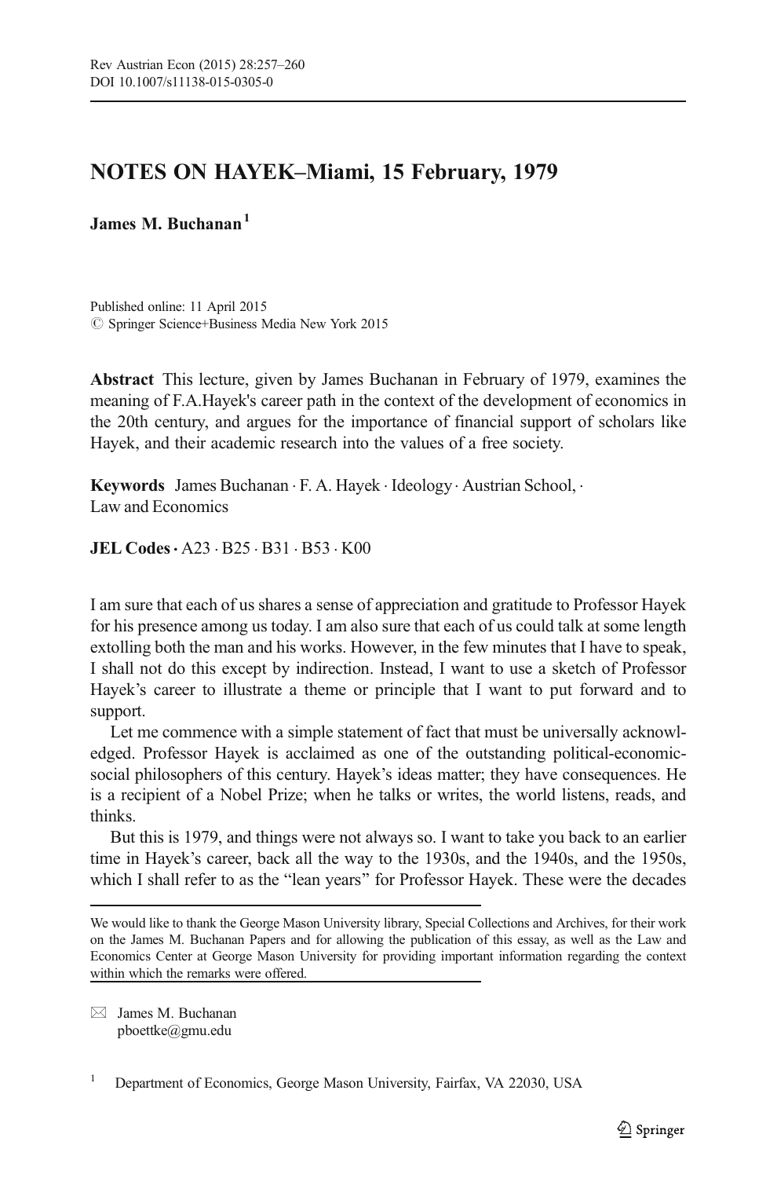# NOTES ON HAYEK–Miami, 15 February, 1979

**James M. Buchanan**[1]

Published online: 11 April 2015
© Springer Science+Business Media New York 2015

**Abstract** This lecture, given by James Buchanan in February of 1979, examines the meaning of F.A.Hayek's career path in the context of the development of economics in the 20th century, and argues for the importance of financial support of scholars like Hayek, and their academic research into the values of a free society.

**Keywords** James Buchanan · F. A. Hayek · Ideology · Austrian School, · Law and Economics

**JEL Codes** · A23 · B25 · B31 · B53 · K00

I am sure that each of us shares a sense of appreciation and gratitude to Professor Hayek for his presence among us today. I am also sure that each of us could talk at some length extolling both the man and his works. However, in the few minutes that I have to speak, I shall not do this except by indirection. Instead, I want to use a sketch of Professor Hayek's career to illustrate a theme or principle that I want to put forward and to support.

Let me commence with a simple statement of fact that must be universally acknowledged. Professor Hayek is acclaimed as one of the outstanding political-economic-social philosophers of this century. Hayek's ideas matter; they have consequences. He is a recipient of a Nobel Prize; when he talks or writes, the world listens, reads, and thinks.

But this is 1979, and things were not always so. I want to take you back to an earlier time in Hayek's career, back all the way to the 1930s, and the 1940s, and the 1950s, which I shall refer to as the "lean years" for Professor Hayek. These were the decades

---

We would like to thank the George Mason University library, Special Collections and Archives, for their work on the James M. Buchanan Papers and for allowing the publication of this essay, as well as the Law and Economics Center at George Mason University for providing important information regarding the context within which the remarks were offered.

✉ James M. Buchanan
pboettke@gmu.edu

[1] Department of Economics, George Mason University, Fairfax, VA 22030, USA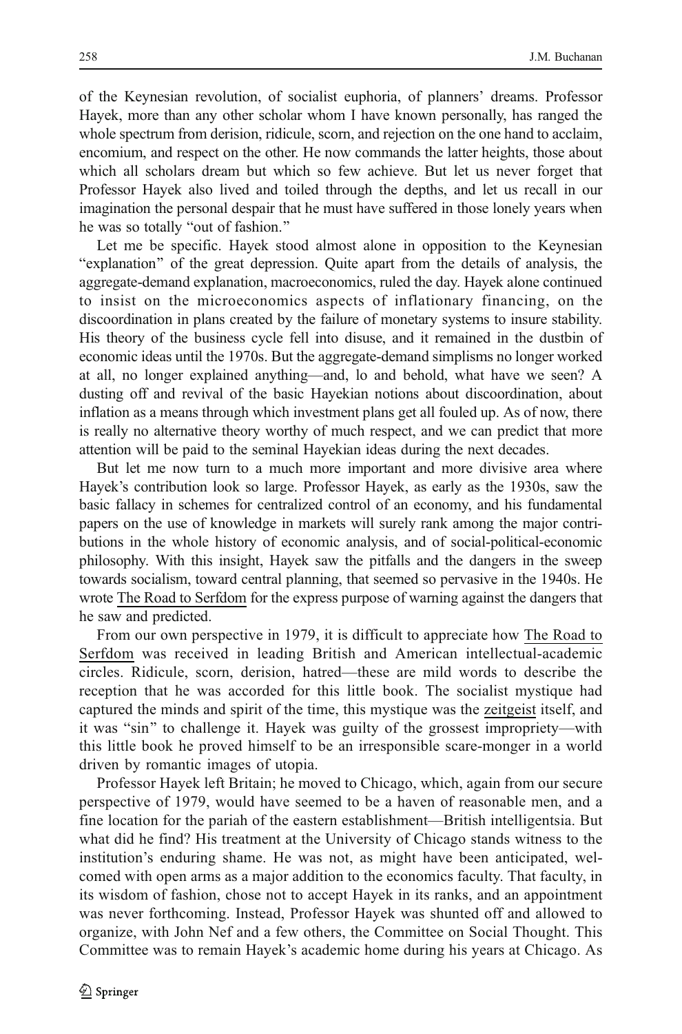of the Keynesian revolution, of socialist euphoria, of planners' dreams. Professor Hayek, more than any other scholar whom I have known personally, has ranged the whole spectrum from derision, ridicule, scorn, and rejection on the one hand to acclaim, encomium, and respect on the other. He now commands the latter heights, those about which all scholars dream but which so few achieve. But let us never forget that Professor Hayek also lived and toiled through the depths, and let us recall in our imagination the personal despair that he must have suffered in those lonely years when he was so totally "out of fashion."

Let me be specific. Hayek stood almost alone in opposition to the Keynesian "explanation" of the great depression. Quite apart from the details of analysis, the aggregate-demand explanation, macroeconomics, ruled the day. Hayek alone continued to insist on the microeconomics aspects of inflationary financing, on the discoordination in plans created by the failure of monetary systems to insure stability. His theory of the business cycle fell into disuse, and it remained in the dustbin of economic ideas until the 1970s. But the aggregate-demand simplisms no longer worked at all, no longer explained anything—and, lo and behold, what have we seen? A dusting off and revival of the basic Hayekian notions about discoordination, about inflation as a means through which investment plans get all fouled up. As of now, there is really no alternative theory worthy of much respect, and we can predict that more attention will be paid to the seminal Hayekian ideas during the next decades.

But let me now turn to a much more important and more divisive area where Hayek's contribution look so large. Professor Hayek, as early as the 1930s, saw the basic fallacy in schemes for centralized control of an economy, and his fundamental papers on the use of knowledge in markets will surely rank among the major contributions in the whole history of economic analysis, and of social-political-economic philosophy. With this insight, Hayek saw the pitfalls and the dangers in the sweep towards socialism, toward central planning, that seemed so pervasive in the 1940s. He wrote The Road to Serfdom for the express purpose of warning against the dangers that he saw and predicted.

From our own perspective in 1979, it is difficult to appreciate how The Road to Serfdom was received in leading British and American intellectual-academic circles. Ridicule, scorn, derision, hatred—these are mild words to describe the reception that he was accorded for this little book. The socialist mystique had captured the minds and spirit of the time, this mystique was the zeitgeist itself, and it was "sin" to challenge it. Hayek was guilty of the grossest impropriety—with this little book he proved himself to be an irresponsible scare-monger in a world driven by romantic images of utopia.

Professor Hayek left Britain; he moved to Chicago, which, again from our secure perspective of 1979, would have seemed to be a haven of reasonable men, and a fine location for the pariah of the eastern establishment—British intelligentsia. But what did he find? His treatment at the University of Chicago stands witness to the institution's enduring shame. He was not, as might have been anticipated, welcomed with open arms as a major addition to the economics faculty. That faculty, in its wisdom of fashion, chose not to accept Hayek in its ranks, and an appointment was never forthcoming. Instead, Professor Hayek was shunted off and allowed to organize, with John Nef and a few others, the Committee on Social Thought. This Committee was to remain Hayek's academic home during his years at Chicago. As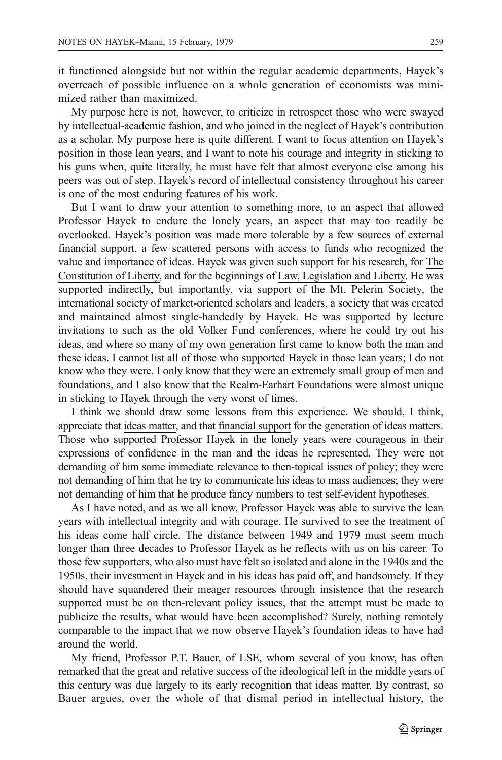it functioned alongside but not within the regular academic departments, Hayek's overreach of possible influence on a whole generation of economists was minimized rather than maximized.

My purpose here is not, however, to criticize in retrospect those who were swayed by intellectual-academic fashion, and who joined in the neglect of Hayek's contribution as a scholar. My purpose here is quite different. I want to focus attention on Hayek's position in those lean years, and I want to note his courage and integrity in sticking to his guns when, quite literally, he must have felt that almost everyone else among his peers was out of step. Hayek's record of intellectual consistency throughout his career is one of the most enduring features of his work.

But I want to draw your attention to something more, to an aspect that allowed Professor Hayek to endure the lonely years, an aspect that may too readily be overlooked. Hayek's position was made more tolerable by a few sources of external financial support, a few scattered persons with access to funds who recognized the value and importance of ideas. Hayek was given such support for his research, for The Constitution of Liberty, and for the beginnings of Law, Legislation and Liberty. He was supported indirectly, but importantly, via support of the Mt. Pelerin Society, the international society of market-oriented scholars and leaders, a society that was created and maintained almost single-handedly by Hayek. He was supported by lecture invitations to such as the old Volker Fund conferences, where he could try out his ideas, and where so many of my own generation first came to know both the man and these ideas. I cannot list all of those who supported Hayek in those lean years; I do not know who they were. I only know that they were an extremely small group of men and foundations, and I also know that the Realm-Earhart Foundations were almost unique in sticking to Hayek through the very worst of times.

I think we should draw some lessons from this experience. We should, I think, appreciate that ideas matter, and that financial support for the generation of ideas matters. Those who supported Professor Hayek in the lonely years were courageous in their expressions of confidence in the man and the ideas he represented. They were not demanding of him some immediate relevance to then-topical issues of policy; they were not demanding of him that he try to communicate his ideas to mass audiences; they were not demanding of him that he produce fancy numbers to test self-evident hypotheses.

As I have noted, and as we all know, Professor Hayek was able to survive the lean years with intellectual integrity and with courage. He survived to see the treatment of his ideas come half circle. The distance between 1949 and 1979 must seem much longer than three decades to Professor Hayek as he reflects with us on his career. To those few supporters, who also must have felt so isolated and alone in the 1940s and the 1950s, their investment in Hayek and in his ideas has paid off, and handsomely. If they should have squandered their meager resources through insistence that the research supported must be on then-relevant policy issues, that the attempt must be made to publicize the results, what would have been accomplished? Surely, nothing remotely comparable to the impact that we now observe Hayek's foundation ideas to have had around the world.

My friend, Professor P.T. Bauer, of LSE, whom several of you know, has often remarked that the great and relative success of the ideological left in the middle years of this century was due largely to its early recognition that ideas matter. By contrast, so Bauer argues, over the whole of that dismal period in intellectual history, the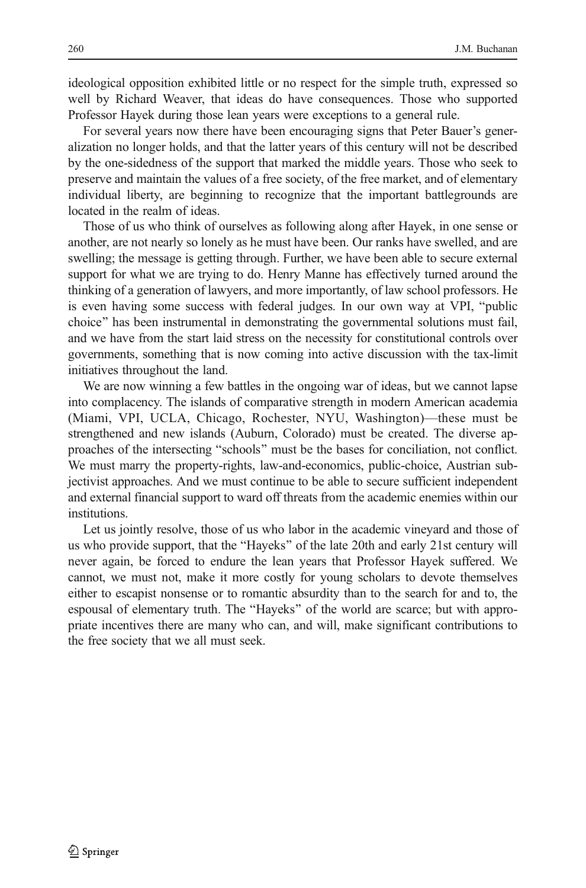ideological opposition exhibited little or no respect for the simple truth, expressed so well by Richard Weaver, that ideas do have consequences. Those who supported Professor Hayek during those lean years were exceptions to a general rule.

For several years now there have been encouraging signs that Peter Bauer's generalization no longer holds, and that the latter years of this century will not be described by the one-sidedness of the support that marked the middle years. Those who seek to preserve and maintain the values of a free society, of the free market, and of elementary individual liberty, are beginning to recognize that the important battlegrounds are located in the realm of ideas.

Those of us who think of ourselves as following along after Hayek, in one sense or another, are not nearly so lonely as he must have been. Our ranks have swelled, and are swelling; the message is getting through. Further, we have been able to secure external support for what we are trying to do. Henry Manne has effectively turned around the thinking of a generation of lawyers, and more importantly, of law school professors. He is even having some success with federal judges. In our own way at VPI, "public choice" has been instrumental in demonstrating the governmental solutions must fail, and we have from the start laid stress on the necessity for constitutional controls over governments, something that is now coming into active discussion with the tax-limit initiatives throughout the land.

We are now winning a few battles in the ongoing war of ideas, but we cannot lapse into complacency. The islands of comparative strength in modern American academia (Miami, VPI, UCLA, Chicago, Rochester, NYU, Washington)—these must be strengthened and new islands (Auburn, Colorado) must be created. The diverse approaches of the intersecting "schools" must be the bases for conciliation, not conflict. We must marry the property-rights, law-and-economics, public-choice, Austrian subjectivist approaches. And we must continue to be able to secure sufficient independent and external financial support to ward off threats from the academic enemies within our institutions.

Let us jointly resolve, those of us who labor in the academic vineyard and those of us who provide support, that the "Hayeks" of the late 20th and early 21st century will never again, be forced to endure the lean years that Professor Hayek suffered. We cannot, we must not, make it more costly for young scholars to devote themselves either to escapist nonsense or to romantic absurdity than to the search for and to, the espousal of elementary truth. The "Hayeks" of the world are scarce; but with appropriate incentives there are many who can, and will, make significant contributions to the free society that we all must seek.